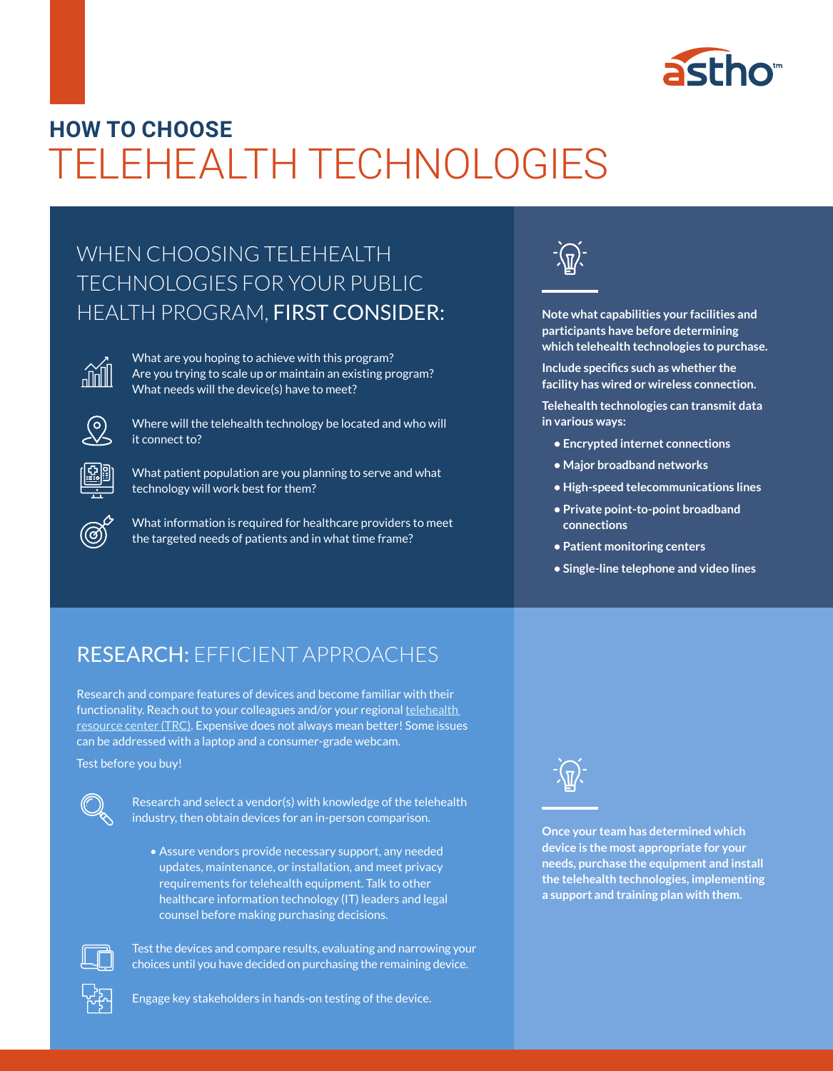# HOW TO CHOOSE TELEHEALTH TECHNOLOGIES

## WHEN CHOOSING TELEHEALTH TECHNOLOGIES FOR YOUR PUBLIC HEALTH PROGRAM, FIRST CONSIDER:

What are you hoping to achieve with this program? Are you trying to scale up or maintain an existing program? What needs will the device(s) have to meet?

Where will the telehealth technology be located and who will it connect to?

What patient population are you planning to serve and what technology will work best for them?

What information is required for healthcare providers to meet the targeted needs of patients and in what time frame?

**Note what capabilities your facilities and participants have before determining which telehealth technologies to purchase.**

**Include specifics such as whether the facility has wired or wireless connection.**

**Telehealth technologies can transmit data in various ways:**

- **Encrypted internet connections**
- **Major broadband networks**
- **High-speed telecommunications lines**
- **Private point-to-point broadband connections**
- **Patient monitoring centers**
- **Single-line telephone and video lines**

## RESEARCH: EFFICIENT APPROACHES

Research and compare features of devices and become familiar with their functionality. Reach out to your colleagues and/or your regional telehealth resource center (TRC). Expensive does not always mean better! Some issues can be addressed with a laptop and a consumer-grade webcam.

Test before you buy!

Research and select a vendor(s) with knowledge of the telehealth industry, then obtain devices for an in-person comparison.

- Assure vendors provide necessary support, any needed updates, maintenance, or installation, and meet privacy requirements for telehealth equipment. Talk to other healthcare information technology (IT) leaders and legal counsel before making purchasing decisions.

Test the devices and compare results, evaluating and narrowing your choices until you have decided on purchasing the remaining device.

Engage key stakeholders in hands-on testing of the device.

**Once your team has determined which device is the most appropriate for your needs, purchase the equipment and install the telehealth technologies, implementing a support and training plan with them.**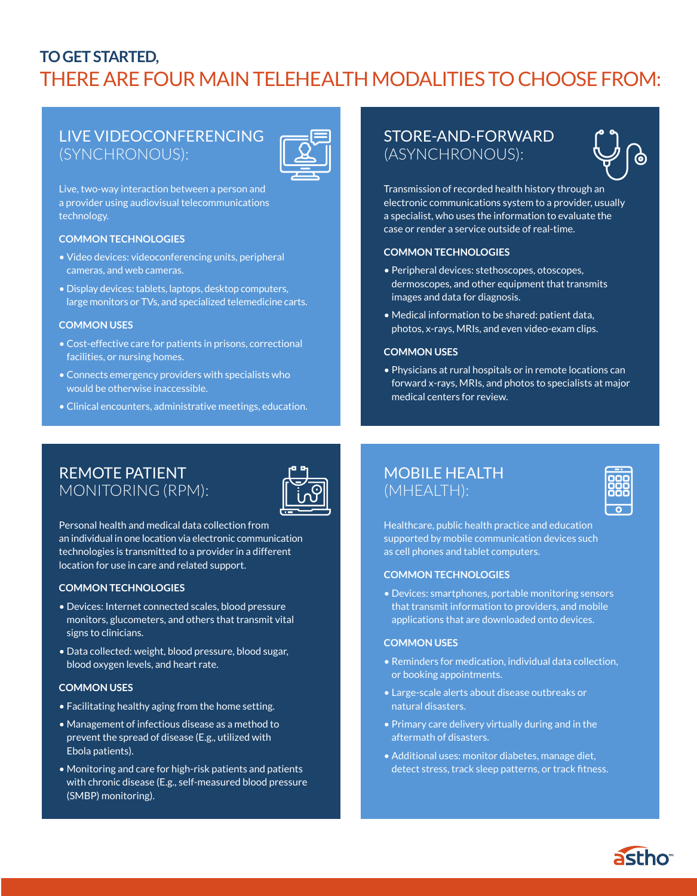## TO GET STARTED,

# THERE ARE FOUR MAIN TELEHEALTH MODALITIES TO CHOOSE FROM:

### LIVE VIDEOCONFERENCING (SYNCHRONOUS):

Live, two-way interaction between a person and a provider using audiovisual telecommunications technology.

**COMMON TECHNOLOGIES**

- Video devices: videoconferencing units, peripheral cameras, and web cameras.
- Display devices: tablets, laptops, desktop computers, large monitors or TVs, and specialized telemedicine carts.

**COMMON USES**

- Cost-effective care for patients in prisons, correctional facilities, or nursing homes.
- Connects emergency providers with specialists who would be otherwise inaccessible.
- Clinical encounters, administrative meetings, education.

### STORE-AND-FORWARD (ASYNCHRONOUS):

Transmission of recorded health history through an electronic communications system to a provider, usually a specialist, who uses the information to evaluate the case or render a service outside of real-time.

**COMMON TECHNOLOGIES**

- Peripheral devices: stethoscopes, otoscopes, dermoscopes, and other equipment that transmits images and data for diagnosis.
- Medical information to be shared: patient data, photos, x-rays, MRIs, and even video-exam clips.

**COMMON USES**

- Physicians at rural hospitals or in remote locations can forward x-rays, MRIs, and photos to specialists at major medical centers for review.

### REMOTE PATIENT MONITORING (RPM):

Personal health and medical data collection from an individual in one location via electronic communication technologies is transmitted to a provider in a different location for use in care and related support.

**COMMON TECHNOLOGIES**

- Devices: Internet connected scales, blood pressure monitors, glucometers, and others that transmit vital signs to clinicians.
- Data collected: weight, blood pressure, blood sugar, blood oxygen levels, and heart rate.

**COMMON USES**

- Facilitating healthy aging from the home setting.
- Management of infectious disease as a method to prevent the spread of disease (E.g., utilized with Ebola patients).
- Monitoring and care for high-risk patients and patients with chronic disease (E.g., self-measured blood pressure (SMBP) monitoring).

### MOBILE HEALTH (MHEALTH):

Healthcare, public health practice and education supported by mobile communication devices such as cell phones and tablet computers.

**COMMON TECHNOLOGIES**

- Devices: smartphones, portable monitoring sensors that transmit information to providers, and mobile applications that are downloaded onto devices.

**COMMON USES**

- Reminders for medication, individual data collection, or booking appointments.
- Large-scale alerts about disease outbreaks or natural disasters.
- Primary care delivery virtually during and in the aftermath of disasters.
- Additional uses: monitor diabetes, manage diet, detect stress, track sleep patterns, or track fitness.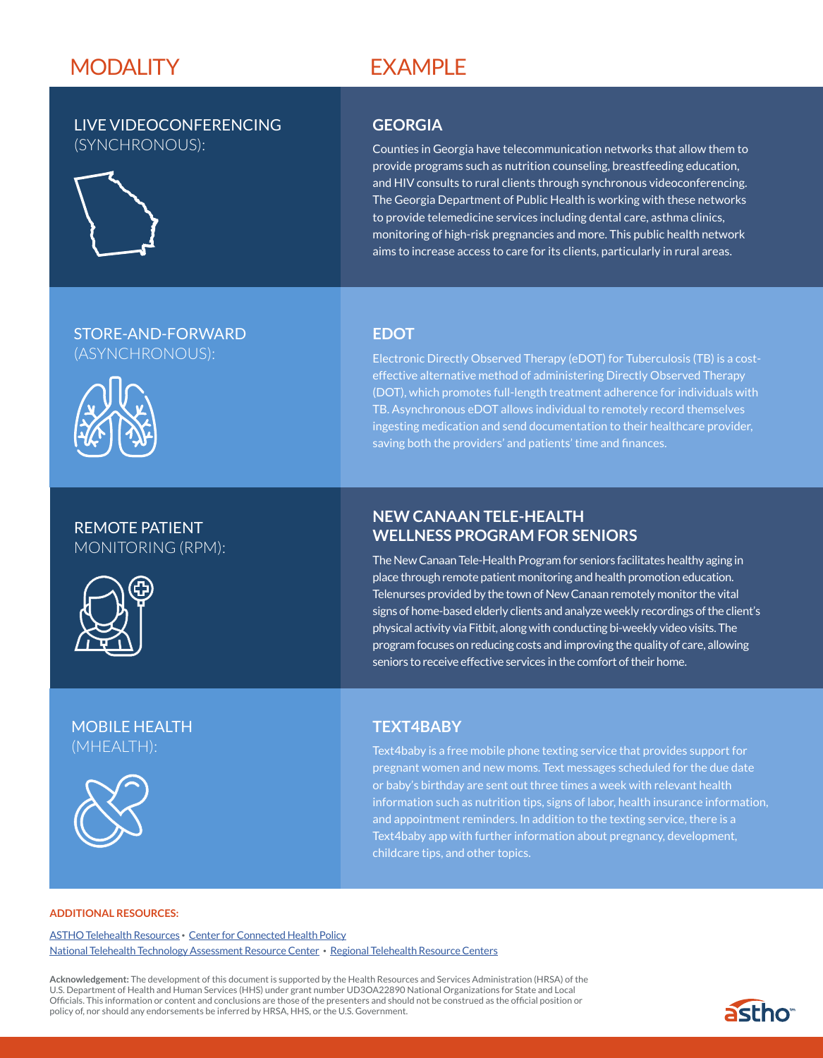| MODALITY | EXAMPLE |
| --- | --- |
| LIVE VIDEOCONFERENCING (SYNCHRONOUS): | **GEORGIA**<br>Counties in Georgia have telecommunication networks that allow them to provide programs such as nutrition counseling, breastfeeding education, and HIV consults to rural clients through synchronous videoconferencing. The Georgia Department of Public Health is working with these networks to provide telemedicine services including dental care, asthma clinics, monitoring of high-risk pregnancies and more. This public health network aims to increase access to care for its clients, particularly in rural areas. |
| STORE-AND-FORWARD (ASYNCHRONOUS): | **EDOT**<br>Electronic Directly Observed Therapy (eDOT) for Tuberculosis (TB) is a cost-effective alternative method of administering Directly Observed Therapy (DOT), which promotes full-length treatment adherence for individuals with TB. Asynchronous eDOT allows individual to remotely record themselves ingesting medication and send documentation to their healthcare provider, saving both the providers' and patients' time and finances. |
| REMOTE PATIENT MONITORING (RPM): | **NEW CANAAN TELE-HEALTH WELLNESS PROGRAM FOR SENIORS**<br>The New Canaan Tele-Health Program for seniors facilitates healthy aging in place through remote patient monitoring and health promotion education. Telenurses provided by the town of New Canaan remotely monitor the vital signs of home-based elderly clients and analyze weekly recordings of the client's physical activity via Fitbit, along with conducting bi-weekly video visits. The program focuses on reducing costs and improving the quality of care, allowing seniors to receive effective services in the comfort of their home. |
| MOBILE HEALTH (MHEALTH): | **TEXT4BABY**<br>Text4baby is a free mobile phone texting service that provides support for pregnant women and new moms. Text messages scheduled for the due date or baby's birthday are sent out three times a week with relevant health information such as nutrition tips, signs of labor, health insurance information, and appointment reminders. In addition to the texting service, there is a Text4baby app with further information about pregnancy, development, childcare tips, and other topics. |

**ADDITIONAL RESOURCES:**

ASTHO Telehealth Resources • Center for Connected Health Policy
National Telehealth Technology Assessment Resource Center • Regional Telehealth Resource Centers

**Acknowledgement:** The development of this document is supported by the Health Resources and Services Administration (HRSA) of the U.S. Department of Health and Human Services (HHS) under grant number UD3OA22890 National Organizations for State and Local Officials. This information or content and conclusions are those of the presenters and should not be construed as the official position or policy of, nor should any endorsements be inferred by HRSA, HHS, or the U.S. Government.

astho